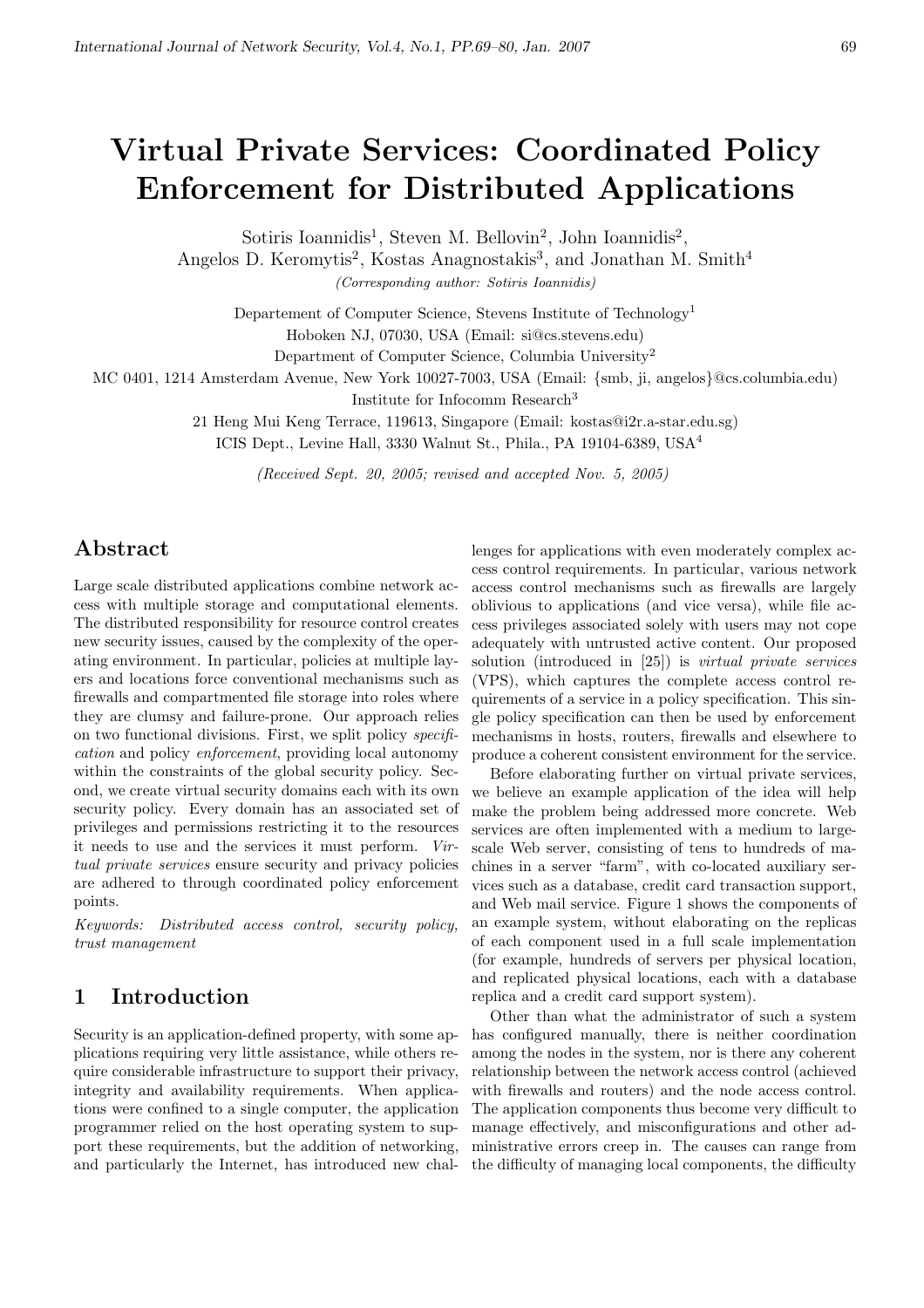# Virtual Private Services: Coordinated Policy Enforcement for Distributed Applications

Sotiris Ioannidis[1], Steven M. Bellovin[2], John Ioannidis[2], Angelos D. Keromytis[2], Kostas Anagnostakis[3], and Jonathan M. Smith[4]

*(Corresponding author: Sotiris Ioannidis)*

Departement of Computer Science, Stevens Institute of Technology[1]
Hoboken NJ, 07030, USA (Email: si@cs.stevens.edu)
Department of Computer Science, Columbia University[2]
MC 0401, 1214 Amsterdam Avenue, New York 10027-7003, USA (Email: {smb, ji, angelos}@cs.columbia.edu)
Institute for Infocomm Research[3]
21 Heng Mui Keng Terrace, 119613, Singapore (Email: kostas@i2r.a-star.edu.sg)
ICIS Dept., Levine Hall, 3330 Walnut St., Phila., PA 19104-6389, USA[4]

*(Received Sept. 20, 2005; revised and accepted Nov. 5, 2005)*

## Abstract

Large scale distributed applications combine network access with multiple storage and computational elements. The distributed responsibility for resource control creates new security issues, caused by the complexity of the operating environment. In particular, policies at multiple layers and locations force conventional mechanisms such as firewalls and compartmented file storage into roles where they are clumsy and failure-prone. Our approach relies on two functional divisions. First, we split policy *specification* and policy *enforcement*, providing local autonomy within the constraints of the global security policy. Second, we create virtual security domains each with its own security policy. Every domain has an associated set of privileges and permissions restricting it to the resources it needs to use and the services it must perform. *Virtual private services* ensure security and privacy policies are adhered to through coordinated policy enforcement points.

*Keywords: Distributed access control, security policy, trust management*

## 1 Introduction

Security is an application-defined property, with some applications requiring very little assistance, while others require considerable infrastructure to support their privacy, integrity and availability requirements. When applications were confined to a single computer, the application programmer relied on the host operating system to support these requirements, but the addition of networking, and particularly the Internet, has introduced new challenges for applications with even moderately complex access control requirements. In particular, various network access control mechanisms such as firewalls are largely oblivious to applications (and vice versa), while file access privileges associated solely with users may not cope adequately with untrusted active content. Our proposed solution (introduced in [25]) is *virtual private services* (VPS), which captures the complete access control requirements of a service in a policy specification. This single policy specification can then be used by enforcement mechanisms in hosts, routers, firewalls and elsewhere to produce a coherent consistent environment for the service.

Before elaborating further on virtual private services, we believe an example application of the idea will help make the problem being addressed more concrete. Web services are often implemented with a medium to large-scale Web server, consisting of tens to hundreds of machines in a server "farm", with co-located auxiliary services such as a database, credit card transaction support, and Web mail service. Figure 1 shows the components of an example system, without elaborating on the replicas of each component used in a full scale implementation (for example, hundreds of servers per physical location, and replicated physical locations, each with a database replica and a credit card support system).

Other than what the administrator of such a system has configured manually, there is neither coordination among the nodes in the system, nor is there any coherent relationship between the network access control (achieved with firewalls and routers) and the node access control. The application components thus become very difficult to manage effectively, and misconfigurations and other administrative errors creep in. The causes can range from the difficulty of managing local components, the difficulty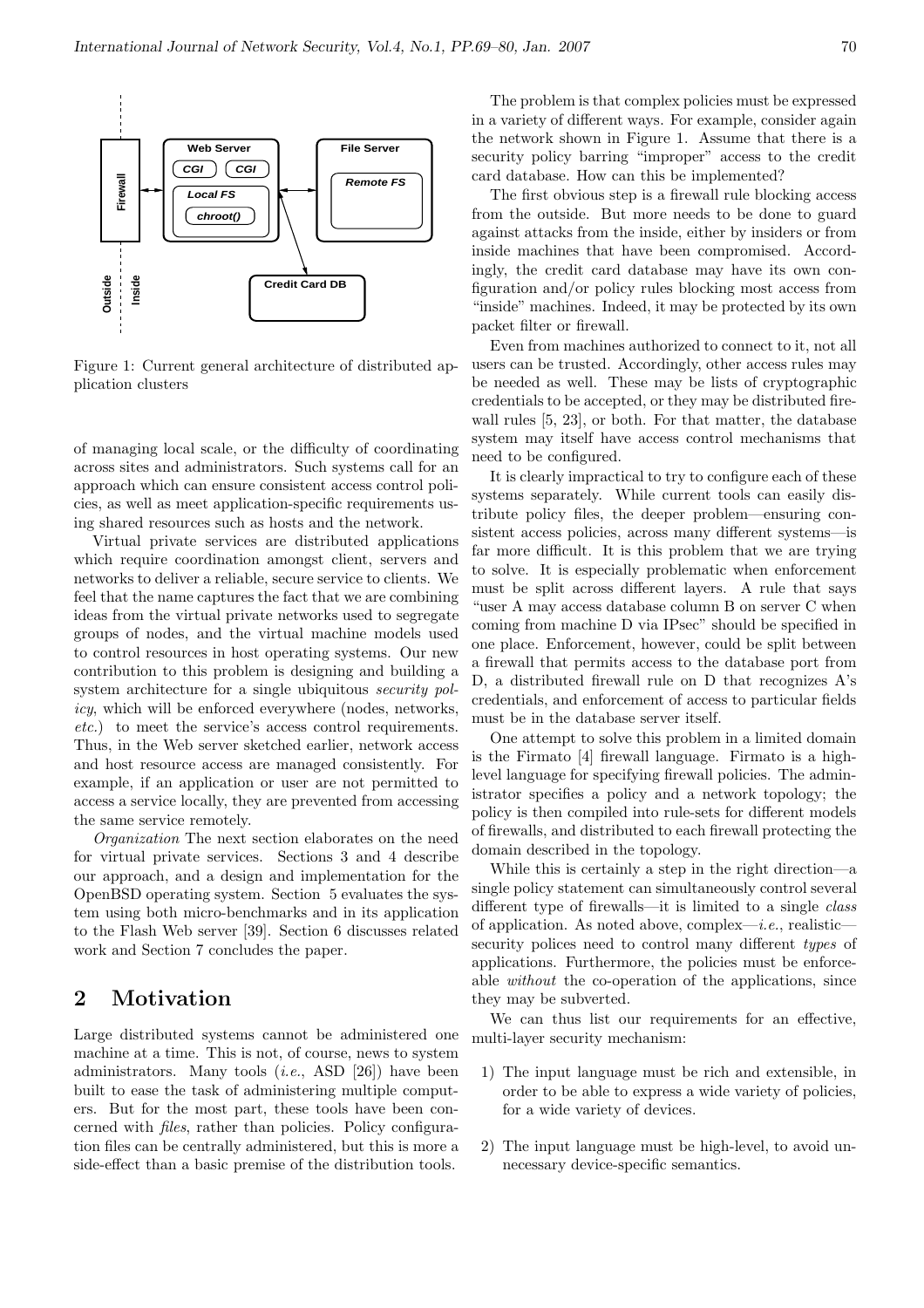Figure 1: Current general architecture of distributed application clusters

of managing local scale, or the difficulty of coordinating across sites and administrators. Such systems call for an approach which can ensure consistent access control policies, as well as meet application-specific requirements using shared resources such as hosts and the network.

Virtual private services are distributed applications which require coordination amongst client, servers and networks to deliver a reliable, secure service to clients. We feel that the name captures the fact that we are combining ideas from the virtual private networks used to segregate groups of nodes, and the virtual machine models used to control resources in host operating systems. Our new contribution to this problem is designing and building a system architecture for a single ubiquitous *security policy*, which will be enforced everywhere (nodes, networks, *etc.*) to meet the service's access control requirements. Thus, in the Web server sketched earlier, network access and host resource access are managed consistently. For example, if an application or user are not permitted to access a service locally, they are prevented from accessing the same service remotely.

*Organization* The next section elaborates on the need for virtual private services. Sections 3 and 4 describe our approach, and a design and implementation for the OpenBSD operating system. Section 5 evaluates the system using both micro-benchmarks and in its application to the Flash Web server [39]. Section 6 discusses related work and Section 7 concludes the paper.

## 2 Motivation

Large distributed systems cannot be administered one machine at a time. This is not, of course, news to system administrators. Many tools (*i.e.*, ASD [26]) have been built to ease the task of administering multiple computers. But for the most part, these tools have been concerned with *files*, rather than policies. Policy configuration files can be centrally administered, but this is more a side-effect than a basic premise of the distribution tools.

The problem is that complex policies must be expressed in a variety of different ways. For example, consider again the network shown in Figure 1. Assume that there is a security policy barring "improper" access to the credit card database. How can this be implemented?

The first obvious step is a firewall rule blocking access from the outside. But more needs to be done to guard against attacks from the inside, either by insiders or from inside machines that have been compromised. Accordingly, the credit card database may have its own configuration and/or policy rules blocking most access from "inside" machines. Indeed, it may be protected by its own packet filter or firewall.

Even from machines authorized to connect to it, not all users can be trusted. Accordingly, other access rules may be needed as well. These may be lists of cryptographic credentials to be accepted, or they may be distributed firewall rules [5, 23], or both. For that matter, the database system may itself have access control mechanisms that need to be configured.

It is clearly impractical to try to configure each of these systems separately. While current tools can easily distribute policy files, the deeper problem—ensuring consistent access policies, across many different systems—is far more difficult. It is this problem that we are trying to solve. It is especially problematic when enforcement must be split across different layers. A rule that says "user A may access database column B on server C when coming from machine D via IPsec" should be specified in one place. Enforcement, however, could be split between a firewall that permits access to the database port from D, a distributed firewall rule on D that recognizes A's credentials, and enforcement of access to particular fields must be in the database server itself.

One attempt to solve this problem in a limited domain is the Firmato [4] firewall language. Firmato is a high-level language for specifying firewall policies. The administrator specifies a policy and a network topology; the policy is then compiled into rule-sets for different models of firewalls, and distributed to each firewall protecting the domain described in the topology.

While this is certainly a step in the right direction—a single policy statement can simultaneously control several different type of firewalls—it is limited to a single *class* of application. As noted above, complex—*i.e.*, realistic—security polices need to control many different *types* of applications. Furthermore, the policies must be enforceable *without* the co-operation of the applications, since they may be subverted.

We can thus list our requirements for an effective, multi-layer security mechanism:

1) The input language must be rich and extensible, in order to be able to express a wide variety of policies, for a wide variety of devices.

2) The input language must be high-level, to avoid unnecessary device-specific semantics.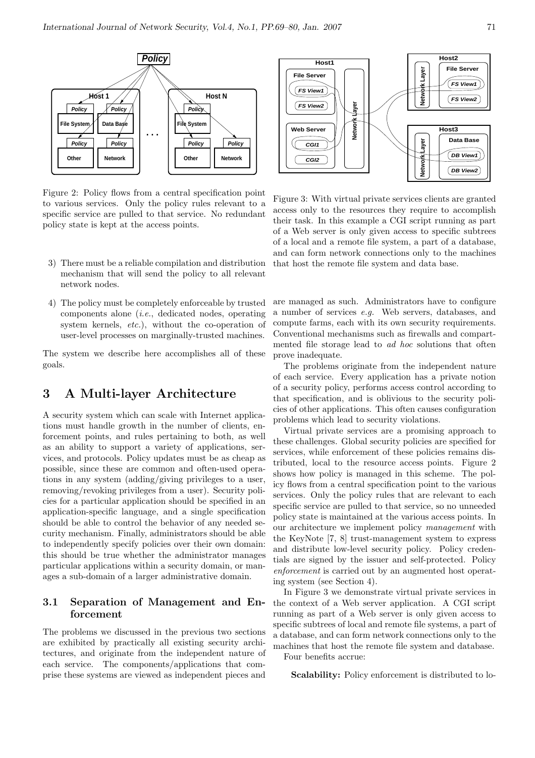Figure 2: Policy flows from a central specification point to various services. Only the policy rules relevant to a specific service are pulled to that service. No redundant policy state is kept at the access points.

Figure 3: With virtual private services clients are granted access only to the resources they require to accomplish their task. In this example a CGI script running as part of a Web server is only given access to specific subtrees of a local and a remote file system, a part of a database, and can form network connections only to the machines that host the remote file system and data base.

3) There must be a reliable compilation and distribution mechanism that will send the policy to all relevant network nodes.

4) The policy must be completely enforceable by trusted components alone (*i.e.*, dedicated nodes, operating system kernels, *etc.*), without the co-operation of user-level processes on marginally-trusted machines.

The system we describe here accomplishes all of these goals.

## 3 A Multi-layer Architecture

A security system which can scale with Internet applications must handle growth in the number of clients, enforcement points, and rules pertaining to both, as well as an ability to support a variety of applications, services, and protocols. Policy updates must be as cheap as possible, since these are common and often-used operations in any system (adding/giving privileges to a user, removing/revoking privileges from a user). Security policies for a particular application should be specified in an application-specific language, and a single specification should be able to control the behavior of any needed security mechanism. Finally, administrators should be able to independently specify policies over their own domain: this should be true whether the administrator manages particular applications within a security domain, or manages a sub-domain of a larger administrative domain.

### 3.1 Separation of Management and Enforcement

The problems we discussed in the previous two sections are exhibited by practically all existing security architectures, and originate from the independent nature of each service. The components/applications that comprise these systems are viewed as independent pieces and are managed as such. Administrators have to configure a number of services *e.g.* Web servers, databases, and compute farms, each with its own security requirements. Conventional mechanisms such as firewalls and compartmented file storage lead to *ad hoc* solutions that often prove inadequate.

The problems originate from the independent nature of each service. Every application has a private notion of a security policy, performs access control according to that specification, and is oblivious to the security policies of other applications. This often causes configuration problems which lead to security violations.

Virtual private services are a promising approach to these challenges. Global security policies are specified for services, while enforcement of these policies remains distributed, local to the resource access points. Figure 2 shows how policy is managed in this scheme. The policy flows from a central specification point to the various services. Only the policy rules that are relevant to each specific service are pulled to that service, so no unneeded policy state is maintained at the various access points. In our architecture we implement policy *management* with the KeyNote [7, 8] trust-management system to express and distribute low-level security policy. Policy credentials are signed by the issuer and self-protected. Policy *enforcement* is carried out by an augmented host operating system (see Section 4).

In Figure 3 we demonstrate virtual private services in the context of a Web server application. A CGI script running as part of a Web server is only given access to specific subtrees of local and remote file systems, a part of a database, and can form network connections only to the machines that host the remote file system and database.

Four benefits accrue:

**Scalability:** Policy enforcement is distributed to lo-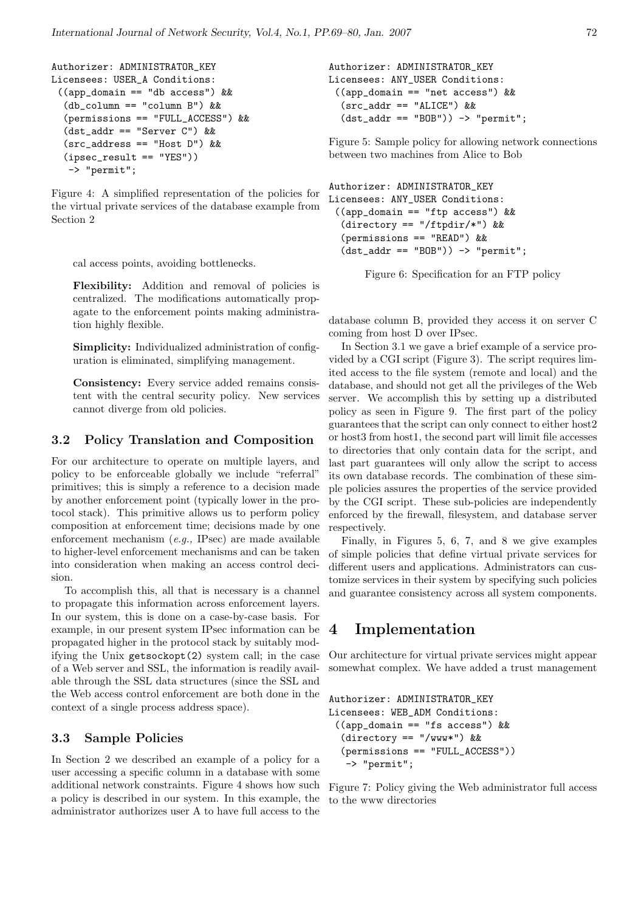```
Authorizer: ADMINISTRATOR_KEY
Licensees: USER_A Conditions:
 ((app_domain == "db access") &&
  (db_column == "column B") &&
  (permissions == "FULL_ACCESS") &&
  (dst_addr == "Server C") &&
  (src_address == "Host D") &&
  (ipsec_result == "YES"))
   -> "permit";
```

Figure 4: A simplified representation of the policies for the virtual private services of the database example from Section 2

cal access points, avoiding bottlenecks.

**Flexibility:** Addition and removal of policies is centralized. The modifications automatically propagate to the enforcement points making administration highly flexible.

**Simplicity:** Individualized administration of configuration is eliminated, simplifying management.

**Consistency:** Every service added remains consistent with the central security policy. New services cannot diverge from old policies.

### 3.2 Policy Translation and Composition

For our architecture to operate on multiple layers, and policy to be enforceable globally we include "referral" primitives; this is simply a reference to a decision made by another enforcement point (typically lower in the protocol stack). This primitive allows us to perform policy composition at enforcement time; decisions made by one enforcement mechanism (*e.g.,* IPsec) are made available to higher-level enforcement mechanisms and can be taken into consideration when making an access control decision.

To accomplish this, all that is necessary is a channel to propagate this information across enforcement layers. In our system, this is done on a case-by-case basis. For example, in our present system IPsec information can be propagated higher in the protocol stack by suitably modifying the Unix `getsockopt(2)` system call; in the case of a Web server and SSL, the information is readily available through the SSL data structures (since the SSL and the Web access control enforcement are both done in the context of a single process address space).

### 3.3 Sample Policies

In Section 2 we described an example of a policy for a user accessing a specific column in a database with some additional network constraints. Figure 4 shows how such a policy is described in our system. In this example, the administrator authorizes user A to have full access to the database column B, provided they access it on server C coming from host D over IPsec.

In Section 3.1 we gave a brief example of a service provided by a CGI script (Figure 3). The script requires limited access to the file system (remote and local) and the database, and should not get all the privileges of the Web server. We accomplish this by setting up a distributed policy as seen in Figure 9. The first part of the policy guarantees that the script can only connect to either host2 or host3 from host1, the second part will limit file accesses to directories that only contain data for the script, and last part guarantees will only allow the script to access its own database records. The combination of these simple policies assures the properties of the service provided by the CGI script. These sub-policies are independently enforced by the firewall, filesystem, and database server respectively.

Finally, in Figures 5, 6, 7, and 8 we give examples of simple policies that define virtual private services for different users and applications. Administrators can customize services in their system by specifying such policies and guarantee consistency across all system components.

```
Authorizer: ADMINISTRATOR_KEY
Licensees: ANY_USER Conditions:
 ((app_domain == "net access") &&
  (src_addr == "ALICE") &&
  (dst_addr == "BOB")) -> "permit";
```

Figure 5: Sample policy for allowing network connections between two machines from Alice to Bob

```
Authorizer: ADMINISTRATOR_KEY
Licensees: ANY_USER Conditions:
 ((app_domain == "ftp access") &&
  (directory == "/ftpdir/*") &&
  (permissions == "READ") &&
  (dst_addr == "BOB")) -> "permit";
```

Figure 6: Specification for an FTP policy

## 4 Implementation

Our architecture for virtual private services might appear somewhat complex. We have added a trust management

```
Authorizer: ADMINISTRATOR_KEY
Licensees: WEB_ADM Conditions:
 ((app_domain == "fs access") &&
  (directory == "/www*") &&
  (permissions == "FULL_ACCESS"))
   -> "permit";
```

Figure 7: Policy giving the Web administrator full access to the www directories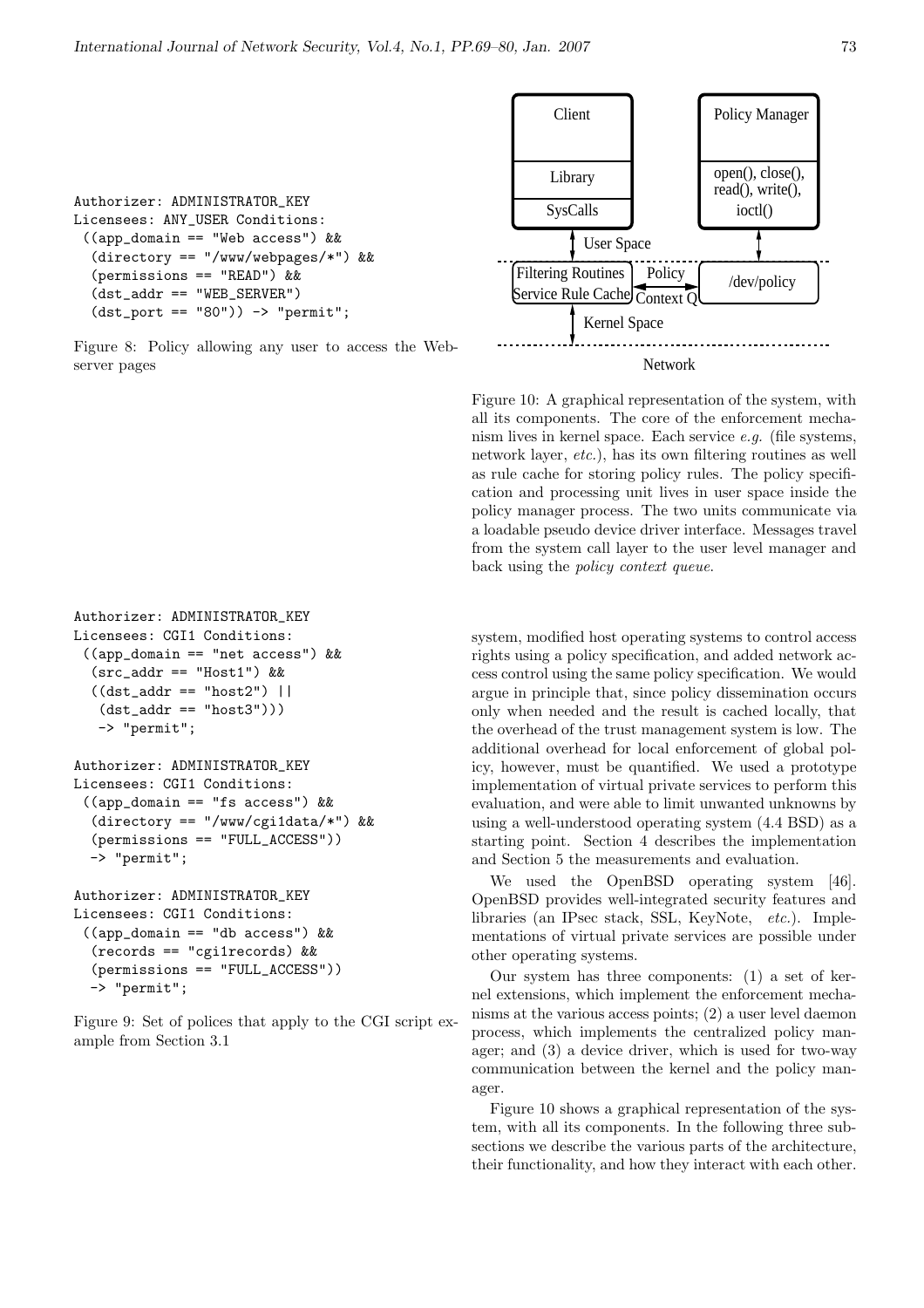```
Authorizer: ADMINISTRATOR_KEY
Licensees: ANY_USER Conditions:
 ((app_domain == "Web access") &&
  (directory == "/www/webpages/*") &&
  (permissions == "READ") &&
  (dst_addr == "WEB_SERVER")
  (dst_port == "80")) -> "permit";
```

Figure 8: Policy allowing any user to access the Web-server pages

```
Authorizer: ADMINISTRATOR_KEY
Licensees: CGI1 Conditions:
 ((app_domain == "net access") &&
  (src_addr == "Host1") &&
  ((dst_addr == "host2") ||
   (dst_addr == "host3")))
   -> "permit";

Authorizer: ADMINISTRATOR_KEY
Licensees: CGI1 Conditions:
 ((app_domain == "fs access") &&
  (directory == "/www/cgi1data/*") &&
  (permissions == "FULL_ACCESS"))
  -> "permit";

Authorizer: ADMINISTRATOR_KEY
Licensees: CGI1 Conditions:
 ((app_domain == "db access") &&
  (records == "cgi1records) &&
  (permissions == "FULL_ACCESS"))
  -> "permit";
```

Figure 9: Set of polices that apply to the CGI script example from Section 3.1

Figure 10: A graphical representation of the system, with all its components. The core of the enforcement mechanism lives in kernel space. Each service *e.g.* (file systems, network layer, *etc.*), has its own filtering routines as well as rule cache for storing policy rules. The policy specification and processing unit lives in user space inside the policy manager process. The two units communicate via a loadable pseudo device driver interface. Messages travel from the system call layer to the user level manager and back using the *policy context queue*.

system, modified host operating systems to control access rights using a policy specification, and added network access control using the same policy specification. We would argue in principle that, since policy dissemination occurs only when needed and the result is cached locally, that the overhead of the trust management system is low. The additional overhead for local enforcement of global policy, however, must be quantified. We used a prototype implementation of virtual private services to perform this evaluation, and were able to limit unwanted unknowns by using a well-understood operating system (4.4 BSD) as a starting point. Section 4 describes the implementation and Section 5 the measurements and evaluation.

We used the OpenBSD operating system [46]. OpenBSD provides well-integrated security features and libraries (an IPsec stack, SSL, KeyNote, *etc.*). Implementations of virtual private services are possible under other operating systems.

Our system has three components: (1) a set of kernel extensions, which implement the enforcement mechanisms at the various access points; (2) a user level daemon process, which implements the centralized policy manager; and (3) a device driver, which is used for two-way communication between the kernel and the policy manager.

Figure 10 shows a graphical representation of the system, with all its components. In the following three subsections we describe the various parts of the architecture, their functionality, and how they interact with each other.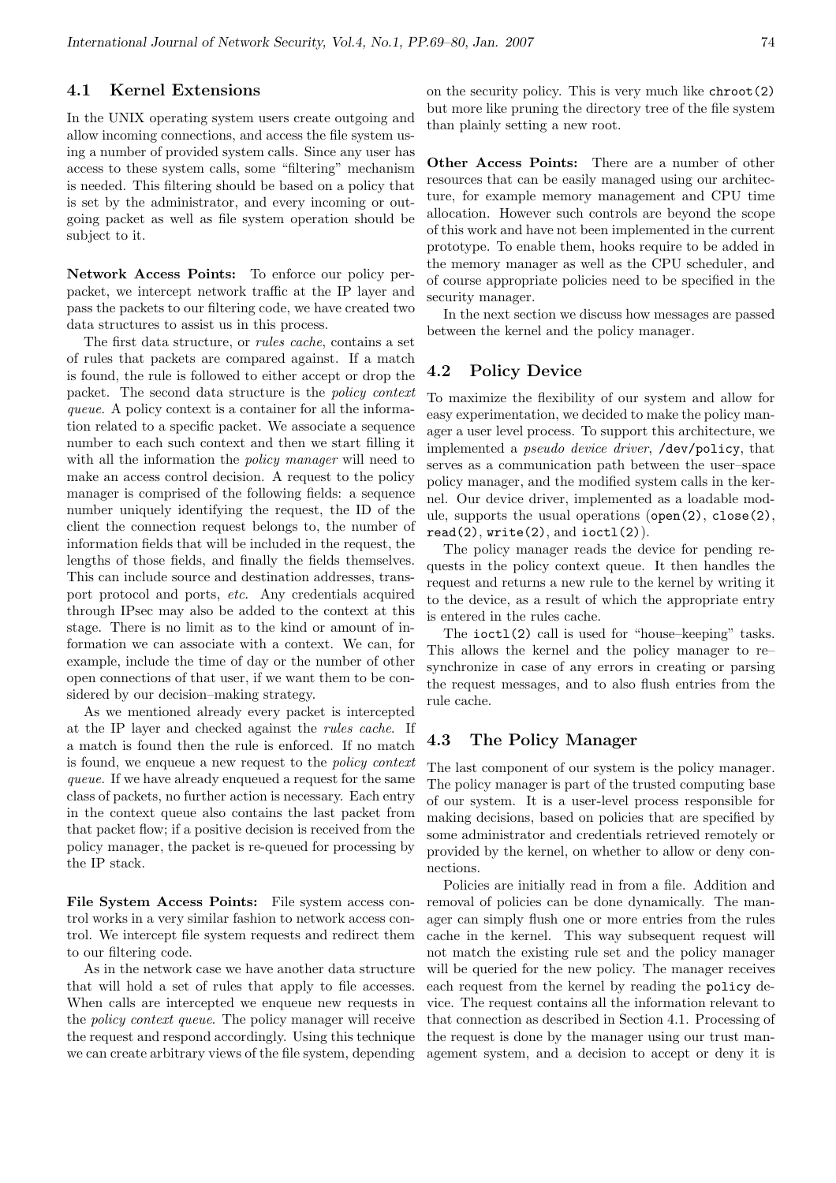### 4.1 Kernel Extensions

In the UNIX operating system users create outgoing and allow incoming connections, and access the file system using a number of provided system calls. Since any user has access to these system calls, some "filtering" mechanism is needed. This filtering should be based on a policy that is set by the administrator, and every incoming or outgoing packet as well as file system operation should be subject to it.

**Network Access Points:** To enforce our policy per-packet, we intercept network traffic at the IP layer and pass the packets to our filtering code, we have created two data structures to assist us in this process.

The first data structure, or *rules cache*, contains a set of rules that packets are compared against. If a match is found, the rule is followed to either accept or drop the packet. The second data structure is the *policy context queue*. A policy context is a container for all the information related to a specific packet. We associate a sequence number to each such context and then we start filling it with all the information the *policy manager* will need to make an access control decision. A request to the policy manager is comprised of the following fields: a sequence number uniquely identifying the request, the ID of the client the connection request belongs to, the number of information fields that will be included in the request, the lengths of those fields, and finally the fields themselves. This can include source and destination addresses, transport protocol and ports, *etc.* Any credentials acquired through IPsec may also be added to the context at this stage. There is no limit as to the kind or amount of information we can associate with a context. We can, for example, include the time of day or the number of other open connections of that user, if we want them to be considered by our decision–making strategy.

As we mentioned already every packet is intercepted at the IP layer and checked against the *rules cache*. If a match is found then the rule is enforced. If no match is found, we enqueue a new request to the *policy context queue*. If we have already enqueued a request for the same class of packets, no further action is necessary. Each entry in the context queue also contains the last packet from that packet flow; if a positive decision is received from the policy manager, the packet is re-queued for processing by the IP stack.

**File System Access Points:** File system access control works in a very similar fashion to network access control. We intercept file system requests and redirect them to our filtering code.

As in the network case we have another data structure that will hold a set of rules that apply to file accesses. When calls are intercepted we enqueue new requests in the *policy context queue*. The policy manager will receive the request and respond accordingly. Using this technique we can create arbitrary views of the file system, depending on the security policy. This is very much like `chroot(2)` but more like pruning the directory tree of the file system than plainly setting a new root.

**Other Access Points:** There are a number of other resources that can be easily managed using our architecture, for example memory management and CPU time allocation. However such controls are beyond the scope of this work and have not been implemented in the current prototype. To enable them, hooks require to be added in the memory manager as well as the CPU scheduler, and of course appropriate policies need to be specified in the security manager.

In the next section we discuss how messages are passed between the kernel and the policy manager.

### 4.2 Policy Device

To maximize the flexibility of our system and allow for easy experimentation, we decided to make the policy manager a user level process. To support this architecture, we implemented a *pseudo device driver*, `/dev/policy`, that serves as a communication path between the user–space policy manager, and the modified system calls in the kernel. Our device driver, implemented as a loadable module, supports the usual operations (`open(2)`, `close(2)`, `read(2)`, `write(2)`, and `ioctl(2)`).

The policy manager reads the device for pending requests in the policy context queue. It then handles the request and returns a new rule to the kernel by writing it to the device, as a result of which the appropriate entry is entered in the rules cache.

The `ioctl(2)` call is used for "house–keeping" tasks. This allows the kernel and the policy manager to re–synchronize in case of any errors in creating or parsing the request messages, and to also flush entries from the rule cache.

### 4.3 The Policy Manager

The last component of our system is the policy manager. The policy manager is part of the trusted computing base of our system. It is a user-level process responsible for making decisions, based on policies that are specified by some administrator and credentials retrieved remotely or provided by the kernel, on whether to allow or deny connections.

Policies are initially read in from a file. Addition and removal of policies can be done dynamically. The manager can simply flush one or more entries from the rules cache in the kernel. This way subsequent request will not match the existing rule set and the policy manager will be queried for the new policy. The manager receives each request from the kernel by reading the `policy` device. The request contains all the information relevant to that connection as described in Section 4.1. Processing of the request is done by the manager using our trust management system, and a decision to accept or deny it is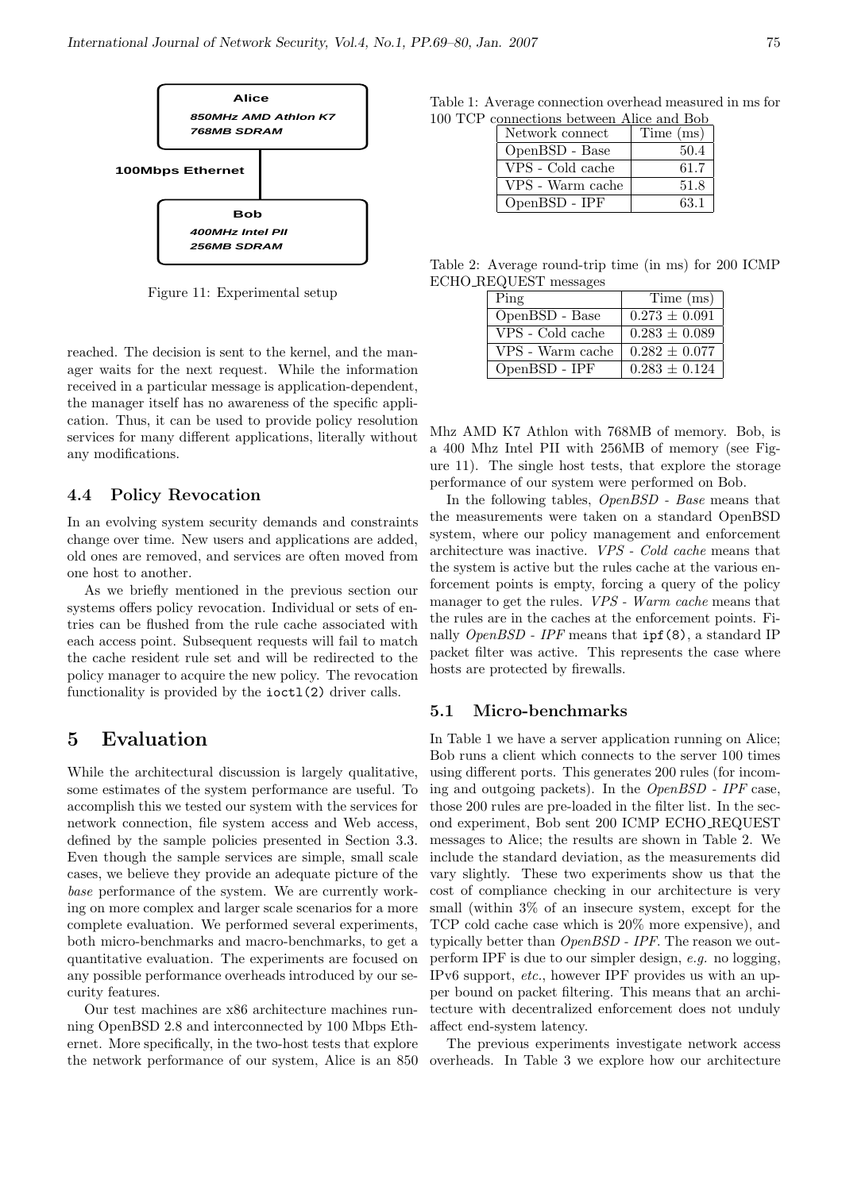Alice
850MHz AMD Athlon K7
768MB SDRAM

100Mbps Ethernet

Bob
400MHz Intel PII
256MB SDRAM

Figure 11: Experimental setup

reached. The decision is sent to the kernel, and the manager waits for the next request. While the information received in a particular message is application-dependent, the manager itself has no awareness of the specific application. Thus, it can be used to provide policy resolution services for many different applications, literally without any modifications.

### 4.4 Policy Revocation

In an evolving system security demands and constraints change over time. New users and applications are added, old ones are removed, and services are often moved from one host to another.

As we briefly mentioned in the previous section our systems offers policy revocation. Individual or sets of entries can be flushed from the rule cache associated with each access point. Subsequent requests will fail to match the cache resident rule set and will be redirected to the policy manager to acquire the new policy. The revocation functionality is provided by the `ioctl(2)` driver calls.

## 5 Evaluation

While the architectural discussion is largely qualitative, some estimates of the system performance are useful. To accomplish this we tested our system with the services for network connection, file system access and Web access, defined by the sample policies presented in Section 3.3. Even though the sample services are simple, small scale cases, we believe they provide an adequate picture of the *base* performance of the system. We are currently working on more complex and larger scale scenarios for a more complete evaluation. We performed several experiments, both micro-benchmarks and macro-benchmarks, to get a quantitative evaluation. The experiments are focused on any possible performance overheads introduced by our security features.

Our test machines are x86 architecture machines running OpenBSD 2.8 and interconnected by 100 Mbps Ethernet. More specifically, in the two-host tests that explore the network performance of our system, Alice is an 850 Mhz AMD K7 Athlon with 768MB of memory. Bob, is a 400 Mhz Intel PII with 256MB of memory (see Figure 11). The single host tests, that explore the storage performance of our system were performed on Bob.

Table 1: Average connection overhead measured in ms for 100 TCP connections between Alice and Bob

| Network connect | Time (ms) |
|---|---|
| OpenBSD - Base | 50.4 |
| VPS - Cold cache | 61.7 |
| VPS - Warm cache | 51.8 |
| OpenBSD - IPF | 63.1 |

Table 2: Average round-trip time (in ms) for 200 ICMP ECHO_REQUEST messages

| Ping | Time (ms) |
|---|---|
| OpenBSD - Base | 0.273 ± 0.091 |
| VPS - Cold cache | 0.283 ± 0.089 |
| VPS - Warm cache | 0.282 ± 0.077 |
| OpenBSD - IPF | 0.283 ± 0.124 |

In the following tables, *OpenBSD - Base* means that the measurements were taken on a standard OpenBSD system, where our policy management and enforcement architecture was inactive. *VPS - Cold cache* means that the system is active but the rules cache at the various enforcement points is empty, forcing a query of the policy manager to get the rules. *VPS - Warm cache* means that the rules are in the caches at the enforcement points. Finally *OpenBSD - IPF* means that `ipf(8)`, a standard IP packet filter was active. This represents the case where hosts are protected by firewalls.

### 5.1 Micro-benchmarks

In Table 1 we have a server application running on Alice; Bob runs a client which connects to the server 100 times using different ports. This generates 200 rules (for incoming and outgoing packets). In the *OpenBSD - IPF* case, those 200 rules are pre-loaded in the filter list. In the second experiment, Bob sent 200 ICMP ECHO_REQUEST messages to Alice; the results are shown in Table 2. We include the standard deviation, as the measurements did vary slightly. These two experiments show us that the cost of compliance checking in our architecture is very small (within 3% of an insecure system, except for the TCP cold cache case which is 20% more expensive), and typically better than *OpenBSD - IPF*. The reason we outperform IPF is due to our simpler design, *e.g.* no logging, IPv6 support, *etc.*, however IPF provides us with an upper bound on packet filtering. This means that an architecture with decentralized enforcement does not unduly affect end-system latency.

The previous experiments investigate network access overheads. In Table 3 we explore how our architecture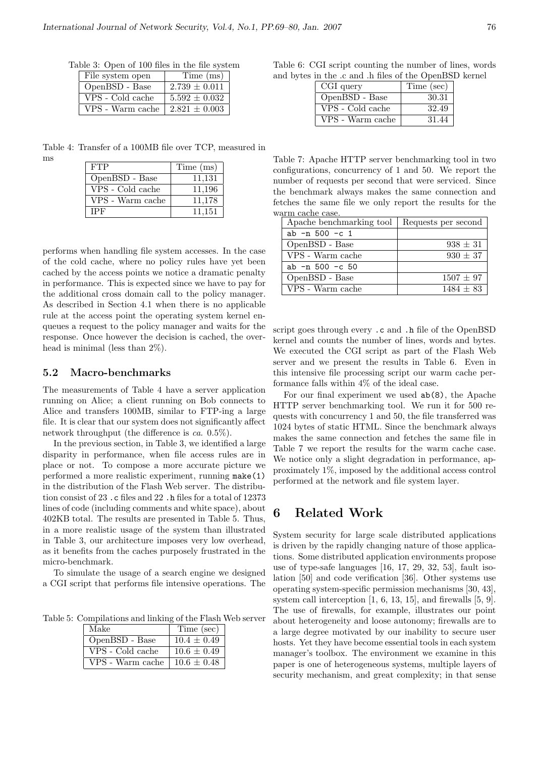Table 3: Open of 100 files in the file system

| File system open | Time (ms) |
| --- | --- |
| OpenBSD - Base | $2.739 \pm 0.011$ |
| VPS - Cold cache | $5.592 \pm 0.032$ |
| VPS - Warm cache | $2.821 \pm 0.003$ |

Table 4: Transfer of a 100MB file over TCP, measured in ms

| FTP | Time (ms) |
| --- | --- |
| OpenBSD - Base | 11,131 |
| VPS - Cold cache | 11,196 |
| VPS - Warm cache | 11,178 |
| IPF | 11,151 |

performs when handling file system accesses. In the case of the cold cache, where no policy rules have yet been cached by the access points we notice a dramatic penalty in performance. This is expected since we have to pay for the additional cross domain call to the policy manager. As described in Section 4.1 when there is no applicable rule at the access point the operating system kernel enqueues a request to the policy manager and waits for the response. Once however the decision is cached, the overhead is minimal (less than 2%).

### 5.2 Macro-benchmarks

The measurements of Table 4 have a server application running on Alice; a client running on Bob connects to Alice and transfers 100MB, similar to FTP-ing a large file. It is clear that our system does not significantly affect network throughput (the difference is *ca.* 0.5%).

In the previous section, in Table 3, we identified a large disparity in performance, when file access rules are in place or not. To compose a more accurate picture we performed a more realistic experiment, running `make(1)` in the distribution of the Flash Web server. The distribution consist of 23 `.c` files and 22 `.h` files for a total of 12373 lines of code (including comments and white space), about 402KB total. The results are presented in Table 5. Thus, in a more realistic usage of the system than illustrated in Table 3, our architecture imposes very low overhead, as it benefits from the caches purposely frustrated in the micro-benchmark.

To simulate the usage of a search engine we designed a CGI script that performs file intensive operations. The script goes through every `.c` and `.h` file of the OpenBSD kernel and counts the number of lines, words and bytes. We executed the CGI script as part of the Flash Web server and we present the results in Table 6. Even in this intensive file processing script our warm cache performance falls within 4% of the ideal case.

Table 5: Compilations and linking of the Flash Web server

| Make | Time (sec) |
| --- | --- |
| OpenBSD - Base | $10.4 \pm 0.49$ |
| VPS - Cold cache | $10.6 \pm 0.49$ |
| VPS - Warm cache | $10.6 \pm 0.48$ |

Table 6: CGI script counting the number of lines, words and bytes in the .c and .h files of the OpenBSD kernel

| CGI query | Time (sec) |
| --- | --- |
| OpenBSD - Base | 30.31 |
| VPS - Cold cache | 32.49 |
| VPS - Warm cache | 31.44 |

Table 7: Apache HTTP server benchmarking tool in two configurations, concurrency of 1 and 50. We report the number of requests per second that were serviced. Since the benchmark always makes the same connection and fetches the same file we only report the results for the warm cache case.

| Apache benchmarking tool | Requests per second |
| --- | --- |
| `ab -n 500 -c 1` | |
| OpenBSD - Base | $938 \pm 31$ |
| VPS - Warm cache | $930 \pm 37$ |
| `ab -n 500 -c 50` | |
| OpenBSD - Base | $1507 \pm 97$ |
| VPS - Warm cache | $1484 \pm 83$ |

For our final experiment we used `ab(8)`, the Apache HTTP server benchmarking tool. We run it for 500 requests with concurrency 1 and 50, the file transferred was 1024 bytes of static HTML. Since the benchmark always makes the same connection and fetches the same file in Table 7 we report the results for the warm cache case. We notice only a slight degradation in performance, approximately 1%, imposed by the additional access control performed at the network and file system layer.

## 6 Related Work

System security for large scale distributed applications is driven by the rapidly changing nature of those applications. Some distributed application environments propose use of type-safe languages [16, 17, 29, 32, 53], fault isolation [50] and code verification [36]. Other systems use operating system-specific permission mechanisms [30, 43], system call interception [1, 6, 13, 15], and firewalls [5, 9]. The use of firewalls, for example, illustrates our point about heterogeneity and loose autonomy; firewalls are to a large degree motivated by our inability to secure user hosts. Yet they have become essential tools in each system manager's toolbox. The environment we examine in this paper is one of heterogeneous systems, multiple layers of security mechanism, and great complexity; in that sense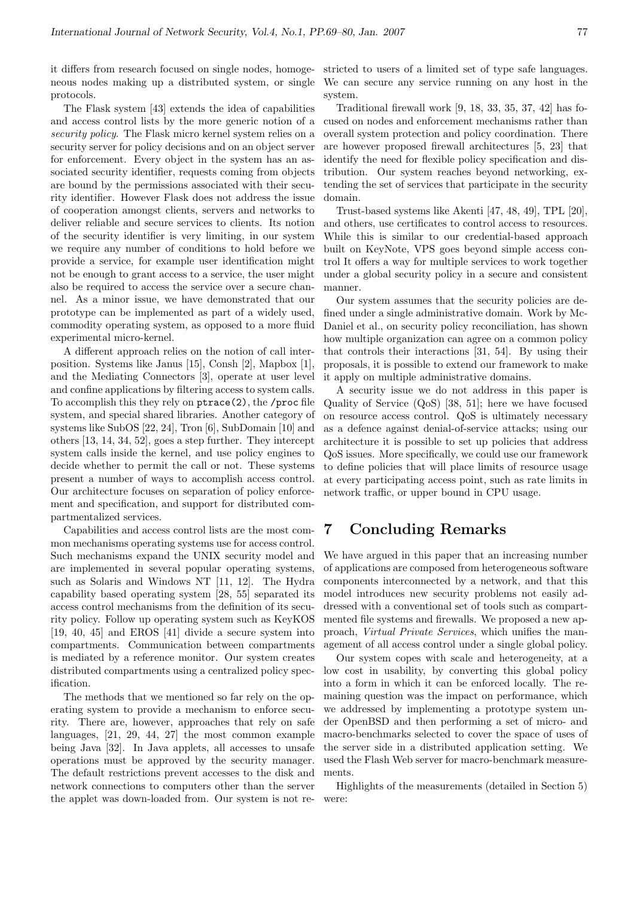it differs from research focused on single nodes, homogeneous nodes making up a distributed system, or single protocols.

The Flask system [43] extends the idea of capabilities and access control lists by the more generic notion of a *security policy*. The Flask micro kernel system relies on a security server for policy decisions and on an object server for enforcement. Every object in the system has an associated security identifier, requests coming from objects are bound by the permissions associated with their security identifier. However Flask does not address the issue of cooperation amongst clients, servers and networks to deliver reliable and secure services to clients. Its notion of the security identifier is very limiting, in our system we require any number of conditions to hold before we provide a service, for example user identification might not be enough to grant access to a service, the user might also be required to access the service over a secure channel. As a minor issue, we have demonstrated that our prototype can be implemented as part of a widely used, commodity operating system, as opposed to a more fluid experimental micro-kernel.

A different approach relies on the notion of call interposition. Systems like Janus [15], Consh [2], Mapbox [1], and the Mediating Connectors [3], operate at user level and confine applications by filtering access to system calls. To accomplish this they rely on `ptrace(2)`, the `/proc` file system, and special shared libraries. Another category of systems like SubOS [22, 24], Tron [6], SubDomain [10] and others [13, 14, 34, 52], goes a step further. They intercept system calls inside the kernel, and use policy engines to decide whether to permit the call or not. These systems present a number of ways to accomplish access control. Our architecture focuses on separation of policy enforcement and specification, and support for distributed compartmentalized services.

Capabilities and access control lists are the most common mechanisms operating systems use for access control. Such mechanisms expand the UNIX security model and are implemented in several popular operating systems, such as Solaris and Windows NT [11, 12]. The Hydra capability based operating system [28, 55] separated its access control mechanisms from the definition of its security policy. Follow up operating system such as KeyKOS [19, 40, 45] and EROS [41] divide a secure system into compartments. Communication between compartments is mediated by a reference monitor. Our system creates distributed compartments using a centralized policy specification.

The methods that we mentioned so far rely on the operating system to provide a mechanism to enforce security. There are, however, approaches that rely on safe languages, [21, 29, 44, 27] the most common example being Java [32]. In Java applets, all accesses to unsafe operations must be approved by the security manager. The default restrictions prevent accesses to the disk and network connections to computers other than the server the applet was down-loaded from. Our system is not restricted to users of a limited set of type safe languages. We can secure any service running on any host in the system.

Traditional firewall work [9, 18, 33, 35, 37, 42] has focused on nodes and enforcement mechanisms rather than overall system protection and policy coordination. There are however proposed firewall architectures [5, 23] that identify the need for flexible policy specification and distribution. Our system reaches beyond networking, extending the set of services that participate in the security domain.

Trust-based systems like Akenti [47, 48, 49], TPL [20], and others, use certificates to control access to resources. While this is similar to our credential-based approach built on KeyNote, VPS goes beyond simple access control It offers a way for multiple services to work together under a global security policy in a secure and consistent manner.

Our system assumes that the security policies are defined under a single administrative domain. Work by McDaniel et al., on security policy reconciliation, has shown how multiple organization can agree on a common policy that controls their interactions [31, 54]. By using their proposals, it is possible to extend our framework to make it apply on multiple administrative domains.

A security issue we do not address in this paper is Quality of Service (QoS) [38, 51]; here we have focused on resource access control. QoS is ultimately necessary as a defence against denial-of-service attacks; using our architecture it is possible to set up policies that address QoS issues. More specifically, we could use our framework to define policies that will place limits of resource usage at every participating access point, such as rate limits in network traffic, or upper bound in CPU usage.

## 7 Concluding Remarks

We have argued in this paper that an increasing number of applications are composed from heterogeneous software components interconnected by a network, and that this model introduces new security problems not easily addressed with a conventional set of tools such as compartmented file systems and firewalls. We proposed a new approach, *Virtual Private Services*, which unifies the management of all access control under a single global policy.

Our system copes with scale and heterogeneity, at a low cost in usability, by converting this global policy into a form in which it can be enforced locally. The remaining question was the impact on performance, which we addressed by implementing a prototype system under OpenBSD and then performing a set of micro- and macro-benchmarks selected to cover the space of uses of the server side in a distributed application setting. We used the Flash Web server for macro-benchmark measurements.

Highlights of the measurements (detailed in Section 5) were: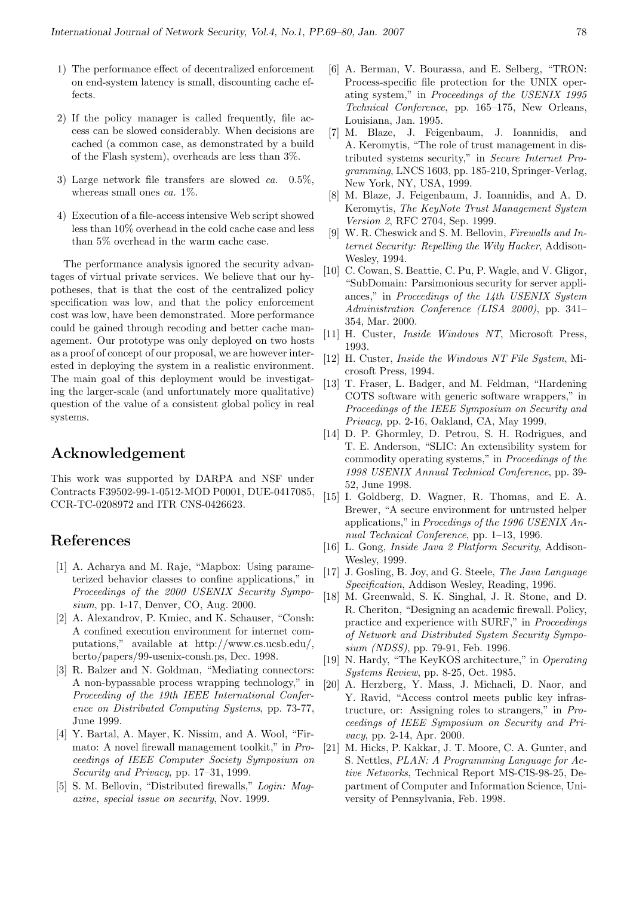1) The performance effect of decentralized enforcement on end-system latency is small, discounting cache effects.

2) If the policy manager is called frequently, file access can be slowed considerably. When decisions are cached (a common case, as demonstrated by a build of the Flash system), overheads are less than 3%.

3) Large network file transfers are slowed *ca.* 0.5%, whereas small ones *ca.* 1%.

4) Execution of a file-access intensive Web script showed less than 10% overhead in the cold cache case and less than 5% overhead in the warm cache case.

The performance analysis ignored the security advantages of virtual private services. We believe that our hypotheses, that is that the cost of the centralized policy specification was low, and that the policy enforcement cost was low, have been demonstrated. More performance could be gained through recoding and better cache management. Our prototype was only deployed on two hosts as a proof of concept of our proposal, we are however interested in deploying the system in a realistic environment. The main goal of this deployment would be investigating the larger-scale (and unfortunately more qualitative) question of the value of a consistent global policy in real systems.

## Acknowledgement

This work was supported by DARPA and NSF under Contracts F39502-99-1-0512-MOD P0001, DUE-0417085, CCR-TC-0208972 and ITR CNS-0426623.

## References

[1] A. Acharya and M. Raje, "Mapbox: Using parameterized behavior classes to confine applications," in *Proceedings of the 2000 USENIX Security Symposium*, pp. 1-17, Denver, CO, Aug. 2000.

[2] A. Alexandrov, P. Kmiec, and K. Schauser, "Consh: A confined execution environment for internet computations," available at http://www.cs.ucsb.edu/, berto/papers/99-usenix-consh.ps, Dec. 1998.

[3] R. Balzer and N. Goldman, "Mediating connectors: A non-bypassable process wrapping technology," in *Proceeding of the 19th IEEE International Conference on Distributed Computing Systems*, pp. 73-77, June 1999.

[4] Y. Bartal, A. Mayer, K. Nissim, and A. Wool, "Firmato: A novel firewall management toolkit," in *Proceedings of IEEE Computer Society Symposium on Security and Privacy*, pp. 17–31, 1999.

[5] S. M. Bellovin, "Distributed firewalls," *Login: Magazine, special issue on security*, Nov. 1999.

[6] A. Berman, V. Bourassa, and E. Selberg, "TRON: Process-specific file protection for the UNIX operating system," in *Proceedings of the USENIX 1995 Technical Conference*, pp. 165–175, New Orleans, Louisiana, Jan. 1995.

[7] M. Blaze, J. Feigenbaum, J. Ioannidis, and A. Keromytis, "The role of trust management in distributed systems security," in *Secure Internet Programming*, LNCS 1603, pp. 185-210, Springer-Verlag, New York, NY, USA, 1999.

[8] M. Blaze, J. Feigenbaum, J. Ioannidis, and A. D. Keromytis, *The KeyNote Trust Management System Version 2*, RFC 2704, Sep. 1999.

[9] W. R. Cheswick and S. M. Bellovin, *Firewalls and Internet Security: Repelling the Wily Hacker*, Addison-Wesley, 1994.

[10] C. Cowan, S. Beattie, C. Pu, P. Wagle, and V. Gligor, "SubDomain: Parsimonious security for server appliances," in *Proceedings of the 14th USENIX System Administration Conference (LISA 2000)*, pp. 341–354, Mar. 2000.

[11] H. Custer, *Inside Windows NT*, Microsoft Press, 1993.

[12] H. Custer, *Inside the Windows NT File System*, Microsoft Press, 1994.

[13] T. Fraser, L. Badger, and M. Feldman, "Hardening COTS software with generic software wrappers," in *Proceedings of the IEEE Symposium on Security and Privacy*, pp. 2-16, Oakland, CA, May 1999.

[14] D. P. Ghormley, D. Petrou, S. H. Rodrigues, and T. E. Anderson, "SLIC: An extensibility system for commodity operating systems," in *Proceedings of the 1998 USENIX Annual Technical Conference*, pp. 39-52, June 1998.

[15] I. Goldberg, D. Wagner, R. Thomas, and E. A. Brewer, "A secure environment for untrusted helper applications," in *Procedings of the 1996 USENIX Annual Technical Conference*, pp. 1–13, 1996.

[16] L. Gong, *Inside Java 2 Platform Security*, Addison-Wesley, 1999.

[17] J. Gosling, B. Joy, and G. Steele, *The Java Language Specification*, Addison Wesley, Reading, 1996.

[18] M. Greenwald, S. K. Singhal, J. R. Stone, and D. R. Cheriton, "Designing an academic firewall. Policy, practice and experience with SURF," in *Proceedings of Network and Distributed System Security Symposium (NDSS)*, pp. 79-91, Feb. 1996.

[19] N. Hardy, "The KeyKOS architecture," in *Operating Systems Review*, pp. 8-25, Oct. 1985.

[20] A. Herzberg, Y. Mass, J. Michaeli, D. Naor, and Y. Ravid, "Access control meets public key infrastructure, or: Assigning roles to strangers," in *Proceedings of IEEE Symposium on Security and Privacy*, pp. 2-14, Apr. 2000.

[21] M. Hicks, P. Kakkar, J. T. Moore, C. A. Gunter, and S. Nettles, *PLAN: A Programming Language for Active Networks*, Technical Report MS-CIS-98-25, Department of Computer and Information Science, University of Pennsylvania, Feb. 1998.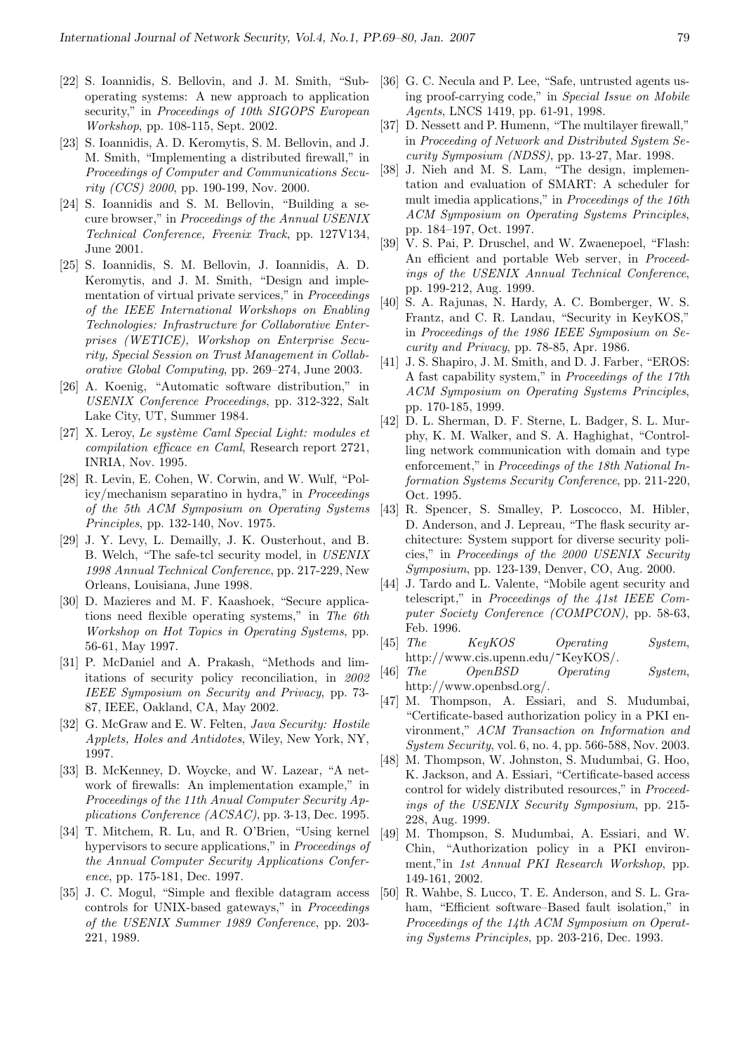[22] S. Ioannidis, S. Bellovin, and J. M. Smith, "Sub-operating systems: A new approach to application security," in *Proceedings of 10th SIGOPS European Workshop*, pp. 108-115, Sept. 2002.

[23] S. Ioannidis, A. D. Keromytis, S. M. Bellovin, and J. M. Smith, "Implementing a distributed firewall," in *Proceedings of Computer and Communications Security (CCS) 2000*, pp. 190-199, Nov. 2000.

[24] S. Ioannidis and S. M. Bellovin, "Building a secure browser," in *Proceedings of the Annual USENIX Technical Conference, Freenix Track*, pp. 127V134, June 2001.

[25] S. Ioannidis, S. M. Bellovin, J. Ioannidis, A. D. Keromytis, and J. M. Smith, "Design and implementation of virtual private services," in *Proceedings of the IEEE International Workshops on Enabling Technologies: Infrastructure for Collaborative Enterprises (WETICE), Workshop on Enterprise Security, Special Session on Trust Management in Collaborative Global Computing*, pp. 269–274, June 2003.

[26] A. Koenig, "Automatic software distribution," in *USENIX Conference Proceedings*, pp. 312-322, Salt Lake City, UT, Summer 1984.

[27] X. Leroy, *Le système Caml Special Light: modules et compilation efficace en Caml*, Research report 2721, INRIA, Nov. 1995.

[28] R. Levin, E. Cohen, W. Corwin, and W. Wulf, "Policy/mechanism separatino in hydra," in *Proceedings of the 5th ACM Symposium on Operating Systems Principles*, pp. 132-140, Nov. 1975.

[29] J. Y. Levy, L. Demailly, J. K. Ousterhout, and B. B. Welch, "The safe-tcl security model, in *USENIX 1998 Annual Technical Conference*, pp. 217-229, New Orleans, Louisiana, June 1998.

[30] D. Mazieres and M. F. Kaashoek, "Secure applications need flexible operating systems," in *The 6th Workshop on Hot Topics in Operating Systems*, pp. 56-61, May 1997.

[31] P. McDaniel and A. Prakash, "Methods and limitations of security policy reconciliation, in *2002 IEEE Symposium on Security and Privacy*, pp. 73-87, IEEE, Oakland, CA, May 2002.

[32] G. McGraw and E. W. Felten, *Java Security: Hostile Applets, Holes and Antidotes*, Wiley, New York, NY, 1997.

[33] B. McKenney, D. Woycke, and W. Lazear, "A network of firewalls: An implementation example," in *Proceedings of the 11th Anual Computer Security Applications Conference (ACSAC)*, pp. 3-13, Dec. 1995.

[34] T. Mitchem, R. Lu, and R. O'Brien, "Using kernel hypervisors to secure applications," in *Proceedings of the Annual Computer Security Applications Conference*, pp. 175-181, Dec. 1997.

[35] J. C. Mogul, "Simple and flexible datagram access controls for UNIX-based gateways," in *Proceedings of the USENIX Summer 1989 Conference*, pp. 203-221, 1989.

[36] G. C. Necula and P. Lee, "Safe, untrusted agents using proof-carrying code," in *Special Issue on Mobile Agents*, LNCS 1419, pp. 61-91, 1998.

[37] D. Nessett and P. Humenn, "The multilayer firewall," in *Proceeding of Network and Distributed System Security Symposium (NDSS)*, pp. 13-27, Mar. 1998.

[38] J. Nieh and M. S. Lam, "The design, implementation and evaluation of SMART: A scheduler for mult imedia applications," in *Proceedings of the 16th ACM Symposium on Operating Systems Principles*, pp. 184–197, Oct. 1997.

[39] V. S. Pai, P. Druschel, and W. Zwaenepoel, "Flash: An efficient and portable Web server, in *Proceedings of the USENIX Annual Technical Conference*, pp. 199-212, Aug. 1999.

[40] S. A. Rajunas, N. Hardy, A. C. Bomberger, W. S. Frantz, and C. R. Landau, "Security in KeyKOS," in *Proceedings of the 1986 IEEE Symposium on Security and Privacy*, pp. 78-85, Apr. 1986.

[41] J. S. Shapiro, J. M. Smith, and D. J. Farber, "EROS: A fast capability system," in *Proceedings of the 17th ACM Symposium on Operating Systems Principles*, pp. 170-185, 1999.

[42] D. L. Sherman, D. F. Sterne, L. Badger, S. L. Murphy, K. M. Walker, and S. A. Haghighat, "Controlling network communication with domain and type enforcement," in *Proceedings of the 18th National Information Systems Security Conference*, pp. 211-220, Oct. 1995.

[43] R. Spencer, S. Smalley, P. Loscocco, M. Hibler, D. Anderson, and J. Lepreau, "The flask security architecture: System support for diverse security policies," in *Proceedings of the 2000 USENIX Security Symposium*, pp. 123-139, Denver, CO, Aug. 2000.

[44] J. Tardo and L. Valente, "Mobile agent security and telescript," in *Proceedings of the 41st IEEE Computer Society Conference (COMPCON)*, pp. 58-63, Feb. 1996.

[45] *The KeyKOS Operating System*, http://www.cis.upenn.edu/~KeyKOS/.

[46] *The OpenBSD Operating System*, http://www.openbsd.org/.

[47] M. Thompson, A. Essiari, and S. Mudumbai, "Certificate-based authorization policy in a PKI environment," *ACM Transaction on Information and System Security*, vol. 6, no. 4, pp. 566-588, Nov. 2003.

[48] M. Thompson, W. Johnston, S. Mudumbai, G. Hoo, K. Jackson, and A. Essiari, "Certificate-based access control for widely distributed resources," in *Proceedings of the USENIX Security Symposium*, pp. 215-228, Aug. 1999.

[49] M. Thompson, S. Mudumbai, A. Essiari, and W. Chin, "Authorization policy in a PKI environment,"in *1st Annual PKI Research Workshop*, pp. 149-161, 2002.

[50] R. Wahbe, S. Lucco, T. E. Anderson, and S. L. Graham, "Efficient software–Based fault isolation," in *Proceedings of the 14th ACM Symposium on Operating Systems Principles*, pp. 203-216, Dec. 1993.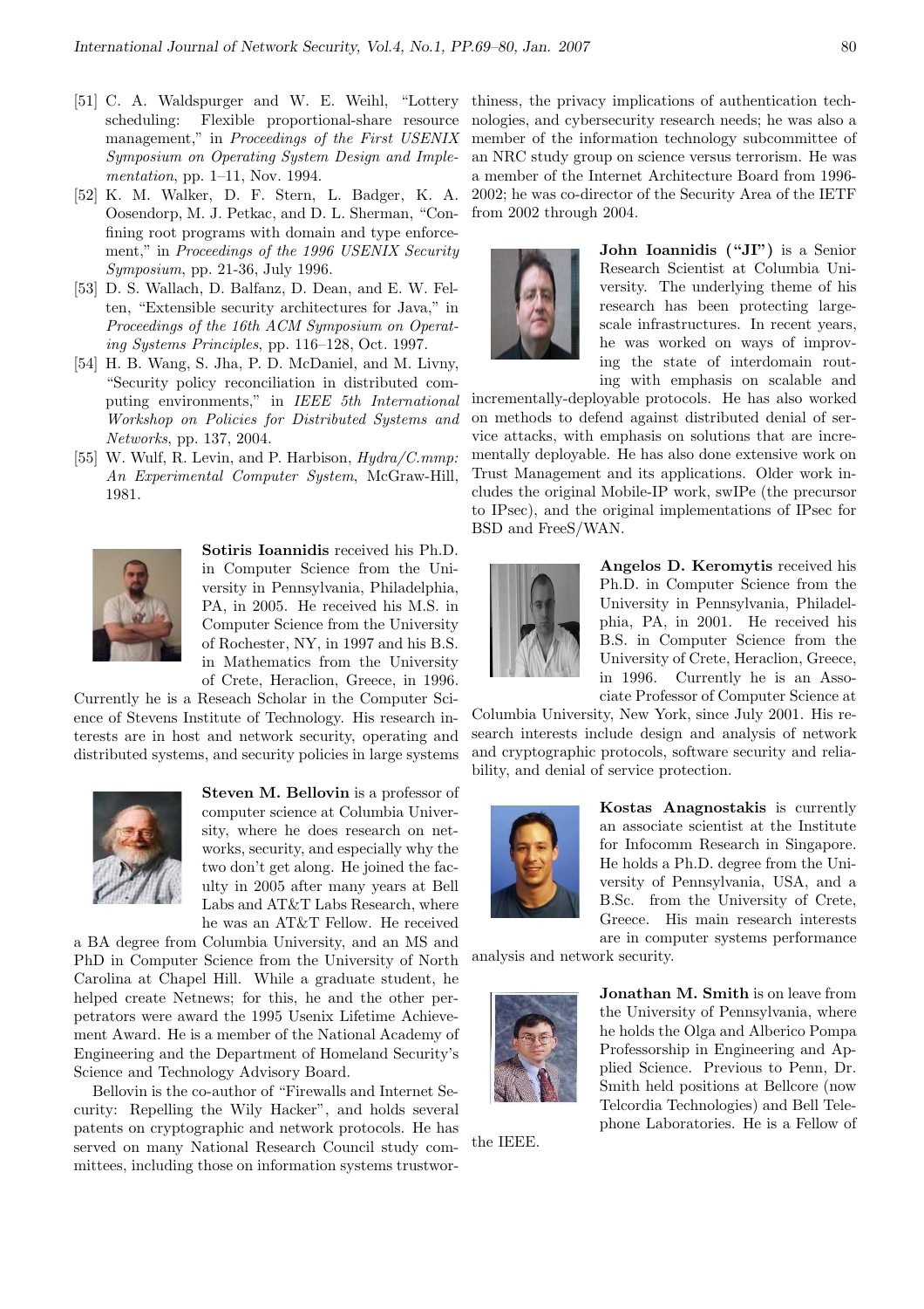[51] C. A. Waldspurger and W. E. Weihl, "Lottery scheduling: Flexible proportional-share resource management," in *Proceedings of the First USENIX Symposium on Operating System Design and Implementation*, pp. 1–11, Nov. 1994.

[52] K. M. Walker, D. F. Stern, L. Badger, K. A. Oosendorp, M. J. Petkac, and D. L. Sherman, "Confining root programs with domain and type enforcement," in *Proceedings of the 1996 USENIX Security Symposium*, pp. 21-36, July 1996.

[53] D. S. Wallach, D. Balfanz, D. Dean, and E. W. Felten, "Extensible security architectures for Java," in *Proceedings of the 16th ACM Symposium on Operating Systems Principles*, pp. 116–128, Oct. 1997.

[54] H. B. Wang, S. Jha, P. D. McDaniel, and M. Livny, "Security policy reconciliation in distributed computing environments," in *IEEE 5th International Workshop on Policies for Distributed Systems and Networks*, pp. 137, 2004.

[55] W. Wulf, R. Levin, and P. Harbison, *Hydra/C.mmp: An Experimental Computer System*, McGraw-Hill, 1981.

**Sotiris Ioannidis** received his Ph.D. in Computer Science from the University in Pennsylvania, Philadelphia, PA, in 2005. He received his M.S. in Computer Science from the University of Rochester, NY, in 1997 and his B.S. in Mathematics from the University of Crete, Heraclion, Greece, in 1996. Currently he is a Reseach Scholar in the Computer Science of Stevens Institute of Technology. His research interests are in host and network security, operating and distributed systems, and security policies in large systems

**Steven M. Bellovin** is a professor of computer science at Columbia University, where he does research on networks, security, and especially why the two don't get along. He joined the faculty in 2005 after many years at Bell Labs and AT&T Labs Research, where he was an AT&T Fellow. He received a BA degree from Columbia University, and an MS and PhD in Computer Science from the University of North Carolina at Chapel Hill. While a graduate student, he helped create Netnews; for this, he and the other perpetrators were award the 1995 Usenix Lifetime Achievement Award. He is a member of the National Academy of Engineering and the Department of Homeland Security's Science and Technology Advisory Board.

Bellovin is the co-author of "Firewalls and Internet Security: Repelling the Wily Hacker", and holds several patents on cryptographic and network protocols. He has served on many National Research Council study committees, including those on information systems trustworthiness, the privacy implications of authentication technologies, and cybersecurity research needs; he was also a member of the information technology subcommittee of an NRC study group on science versus terrorism. He was a member of the Internet Architecture Board from 1996-2002; he was co-director of the Security Area of the IETF from 2002 through 2004.

**John Ioannidis ("JI")** is a Senior Research Scientist at Columbia University. The underlying theme of his research has been protecting large-scale infrastructures. In recent years, he was worked on ways of improving the state of interdomain routing with emphasis on scalable and incrementally-deployable protocols. He has also worked on methods to defend against distributed denial of service attacks, with emphasis on solutions that are incrementally deployable. He has also done extensive work on Trust Management and its applications. Older work includes the original Mobile-IP work, swIPe (the precursor to IPsec), and the original implementations of IPsec for BSD and FreeS/WAN.

**Angelos D. Keromytis** received his Ph.D. in Computer Science from the University in Pennsylvania, Philadelphia, PA, in 2001. He received his B.S. in Computer Science from the University of Crete, Heraclion, Greece, in 1996. Currently he is an Associate Professor of Computer Science at Columbia University, New York, since July 2001. His research interests include design and analysis of network and cryptographic protocols, software security and reliability, and denial of service protection.

**Kostas Anagnostakis** is currently an associate scientist at the Institute for Infocomm Research in Singapore. He holds a Ph.D. degree from the University of Pennsylvania, USA, and a B.Sc. from the University of Crete, Greece. His main research interests are in computer systems performance analysis and network security.

**Jonathan M. Smith** is on leave from the University of Pennsylvania, where he holds the Olga and Alberico Pompa Professorship in Engineering and Applied Science. Previous to Penn, Dr. Smith held positions at Bellcore (now Telcordia Technologies) and Bell Telephone Laboratories. He is a Fellow of the IEEE.